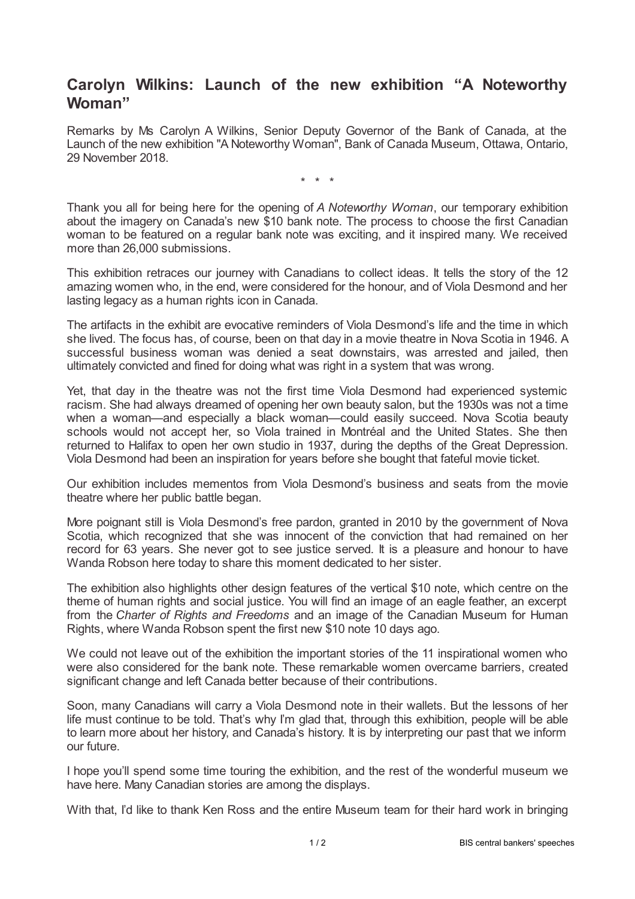# Carolyn Wilkins: Launch of the new exhibition "A Noteworthy Woman"

Remarks by Ms Carolyn A Wilkins, Senior Deputy Governor of the Bank of Canada, at the Launch of the new exhibition "A Noteworthy Woman", Bank of Canada Museum, Ottawa, Ontario, 29 November 2018.

\* \* \*

Thank you all for being here for the opening of *A Noteworthy Woman*, our temporary exhibition about the imagery on Canada's new $10 bank note. The process to choose the first Canadian woman to be featured on a regular bank note was exciting, and it inspired many. We received more than 26,000 submissions.

This exhibition retraces our journey with Canadians to collect ideas. It tells the story of the 12 amazing women who, in the end, were considered for the honour, and of Viola Desmond and her lasting legacy as a human rights icon in Canada.

The artifacts in the exhibit are evocative reminders of Viola Desmond's life and the time in which she lived. The focus has, of course, been on that day in a movie theatre in Nova Scotia in 1946. A successful business woman was denied a seat downstairs, was arrested and jailed, then ultimately convicted and fined for doing what was right in a system that was wrong.

Yet, that day in the theatre was not the first time Viola Desmond had experienced systemic racism. She had always dreamed of opening her own beauty salon, but the 1930s was not a time when a woman—and especially a black woman—could easily succeed. Nova Scotia beauty schools would not accept her, so Viola trained in Montréal and the United States. She then returned to Halifax to open her own studio in 1937, during the depths of the Great Depression. Viola Desmond had been an inspiration for years before she bought that fateful movie ticket.

Our exhibition includes mementos from Viola Desmond's business and seats from the movie theatre where her public battle began.

More poignant still is Viola Desmond's free pardon, granted in 2010 by the government of Nova Scotia, which recognized that she was innocent of the conviction that had remained on her record for 63 years. She never got to see justice served. It is a pleasure and honour to have Wanda Robson here today to share this moment dedicated to her sister.

The exhibition also highlights other design features of the vertical $10 note, which centre on the theme of human rights and social justice. You will find an image of an eagle feather, an excerpt from the *Charter of Rights and Freedoms* and an image of the Canadian Museum for Human Rights, where Wanda Robson spent the first new $10 note 10 days ago.

We could not leave out of the exhibition the important stories of the 11 inspirational women who were also considered for the bank note. These remarkable women overcame barriers, created significant change and left Canada better because of their contributions.

Soon, many Canadians will carry a Viola Desmond note in their wallets. But the lessons of her life must continue to be told. That's why I'm glad that, through this exhibition, people will be able to learn more about her history, and Canada's history. It is by interpreting our past that we inform our future.

I hope you'll spend some time touring the exhibition, and the rest of the wonderful museum we have here. Many Canadian stories are among the displays.

With that, I'd like to thank Ken Ross and the entire Museum team for their hard work in bringing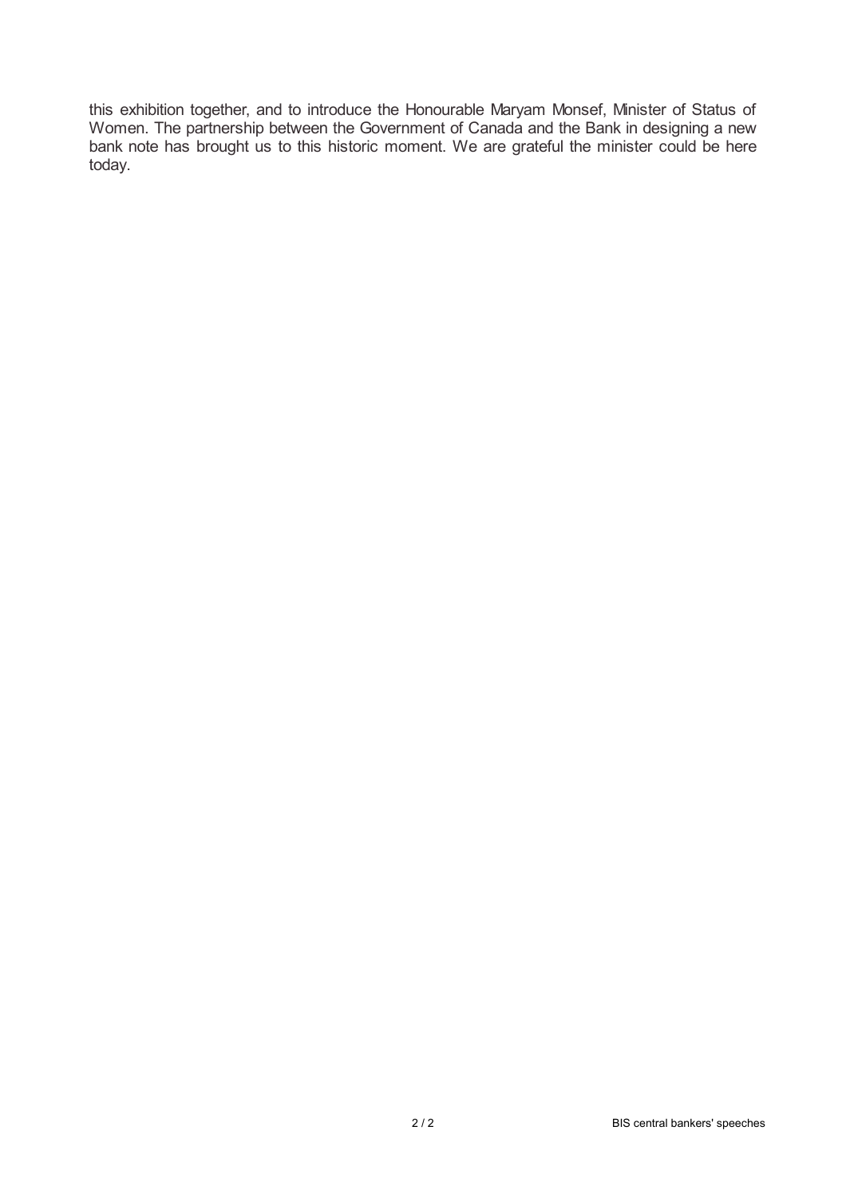this exhibition together, and to introduce the Honourable Maryam Monsef, Minister of Status of Women. The partnership between the Government of Canada and the Bank in designing a new bank note has brought us to this historic moment. We are grateful the minister could be here today.